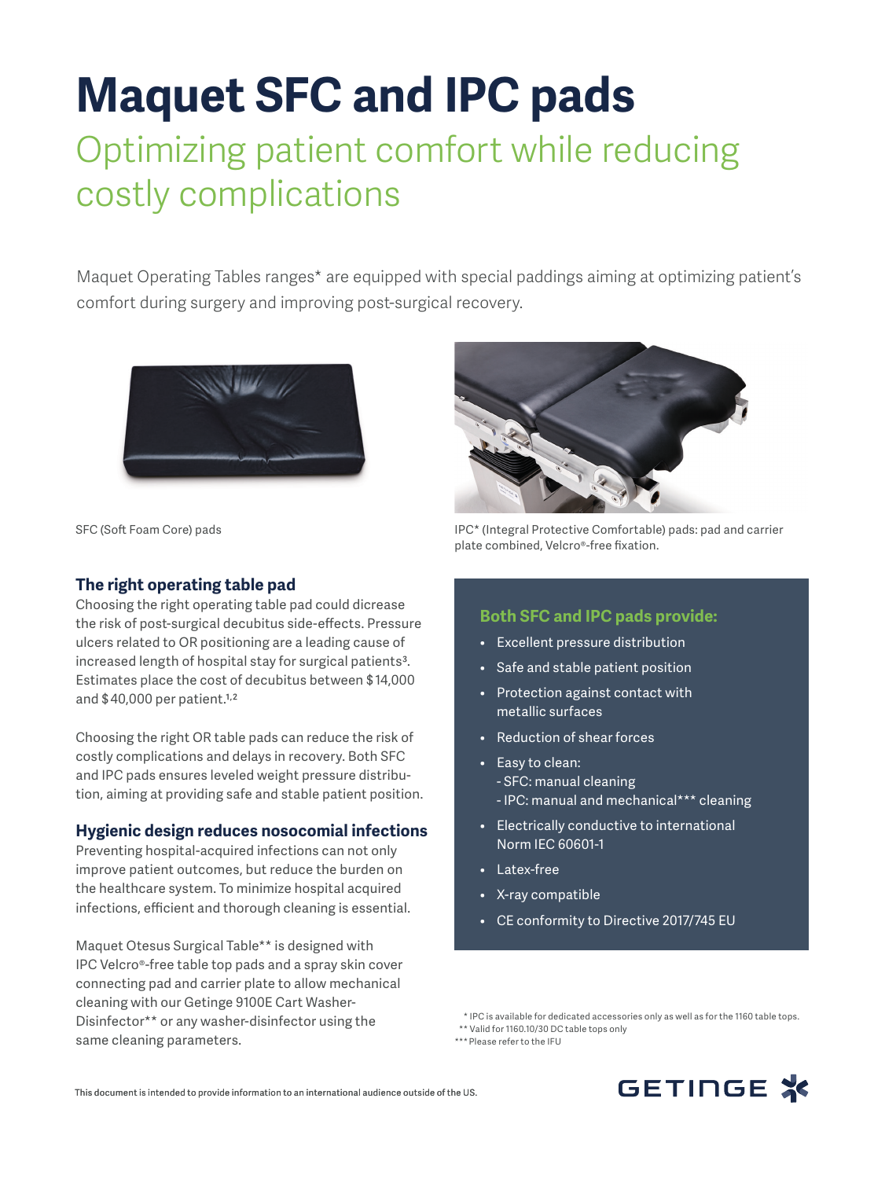# Maquet SFC and IPC pads

## Optimizing patient comfort while reducing costly complications

Maquet Operating Tables ranges* are equipped with special paddings aiming at optimizing patient's comfort during surgery and improving post-surgical recovery.

SFC (Soft Foam Core) pads

IPC* (Integral Protective Comfortable) pads: pad and carrier plate combined, Velcro®-free fixation.

### The right operating table pad

Choosing the right operating table pad could dicrease the risk of post-surgical decubitus side-effects. Pressure ulcers related to OR positioning are a leading cause of increased length of hospital stay for surgical patients[3]. Estimates place the cost of decubitus between $14,000 and $40,000 per patient.[1,2]

Choosing the right OR table pads can reduce the risk of costly complications and delays in recovery. Both SFC and IPC pads ensures leveled weight pressure distribution, aiming at providing safe and stable patient position.

### Hygienic design reduces nosocomial infections

Preventing hospital-acquired infections can not only improve patient outcomes, but reduce the burden on the healthcare system. To minimize hospital acquired infections, efficient and thorough cleaning is essential.

Maquet Otesus Surgical Table** is designed with IPC Velcro®-free table top pads and a spray skin cover connecting pad and carrier plate to allow mechanical cleaning with our Getinge 9100E Cart Washer-Disinfector** or any washer-disinfector using the same cleaning parameters.

### Both SFC and IPC pads provide:

- Excellent pressure distribution
- Safe and stable patient position
- Protection against contact with metallic surfaces
- Reduction of shear forces
- Easy to clean:
  - SFC: manual cleaning
  - IPC: manual and mechanical*** cleaning
- Electrically conductive to international Norm IEC 60601-1
- Latex-free
- X-ray compatible
- CE conformity to Directive 2017/745 EU

\* IPC is available for dedicated accessories only as well as for the 1160 table tops.
\** Valid for 1160.10/30 DC table tops only
\*** Please refer to the IFU

This document is intended to provide information to an international audience outside of the US.

GETINGE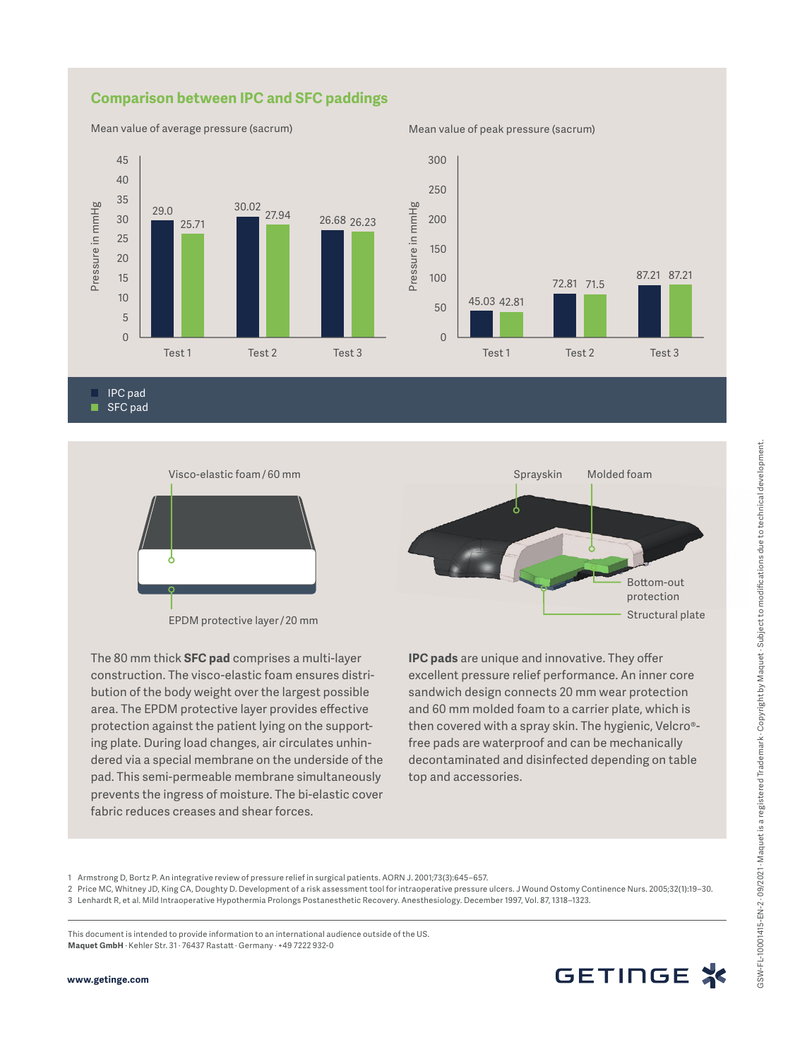## Comparison between IPC and SFC paddings

Mean value of average pressure (sacrum)

Pressure in mmHg

45
40
35
30
25
20
15
10
5
0

29.0 25.71
30.02 27.94
26.68 26.23

Test 1
Test 2
Test 3

Mean value of peak pressure (sacrum)

Pressure in mmHg

300
250
200
150
100
50
0

45.03 42.81
72.81 71.5
87.21 87.21

Test 1
Test 2
Test 3

IPC pad
SFC pad

Visco-elastic foam / 60 mm

EPDM protective layer / 20 mm

Sprayskin
Molded foam
Bottom-out protection
Structural plate

The 80 mm thick **SFC pad** comprises a multi-layer construction. The visco-elastic foam ensures distribution of the body weight over the largest possible area. The EPDM protective layer provides effective protection against the patient lying on the supporting plate. During load changes, air circulates unhindered via a special membrane on the underside of the pad. This semi-permeable membrane simultaneously prevents the ingress of moisture. The bi-elastic cover fabric reduces creases and shear forces.

**IPC pads** are unique and innovative. They offer excellent pressure relief performance. An inner core sandwich design connects 20 mm wear protection and 60 mm molded foam to a carrier plate, which is then covered with a spray skin. The hygienic, Velcro®-free pads are waterproof and can be mechanically decontaminated and disinfected depending on table top and accessories.

1 Armstrong D, Bortz P. An integrative review of pressure relief in surgical patients. AORN J. 2001;73(3):645–657.
2 Price MC, Whitney JD, King CA, Doughty D. Development of a risk assessment tool for intraoperative pressure ulcers. J Wound Ostomy Continence Nurs. 2005;32(1):19–30.
3 Lenhardt R, et al. Mild Intraoperative Hypothermia Prolongs Postanesthetic Recovery. Anesthesiology. December 1997, Vol. 87, 1318–1323.

This document is intended to provide information to an international audience outside of the US.
**Maquet GmbH** · Kehler Str. 31 · 76437 Rastatt · Germany · +49 7222 932-0

**www.getinge.com**

GETINGE

GSW-FL-10001415-EN-2 · 09/2021 · Maquet is a registered Trademark · Copyright by Maquet · Subject to modifications due to technical development.